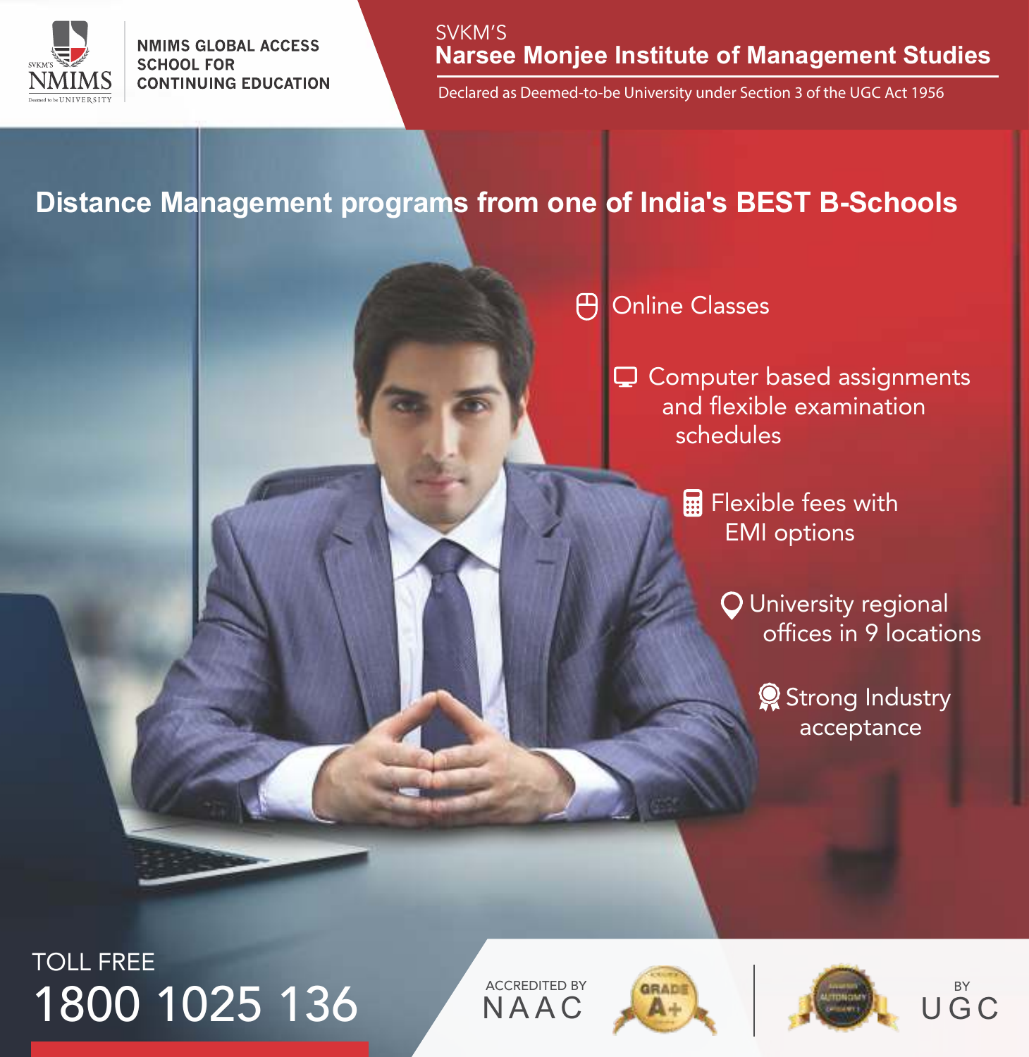NMIMS GLOBAL ACCESS SCHOOL FOR CONTINUING EDUCATION

SVKM'S

# Narsee Monjee Institute of Management Studies

Declared as Deemed-to-be University under Section 3 of the UGC Act 1956

## Distance Management programs from one of India's BEST B-Schools

- Online Classes
- Computer based assignments and flexible examination schedules
- Flexible fees with EMI options
- University regional offices in 9 locations
- Strong Industry acceptance

TOLL FREE

**1800 1025 136**

ACCREDITED BY NAAC — GRADE A+

BY UGC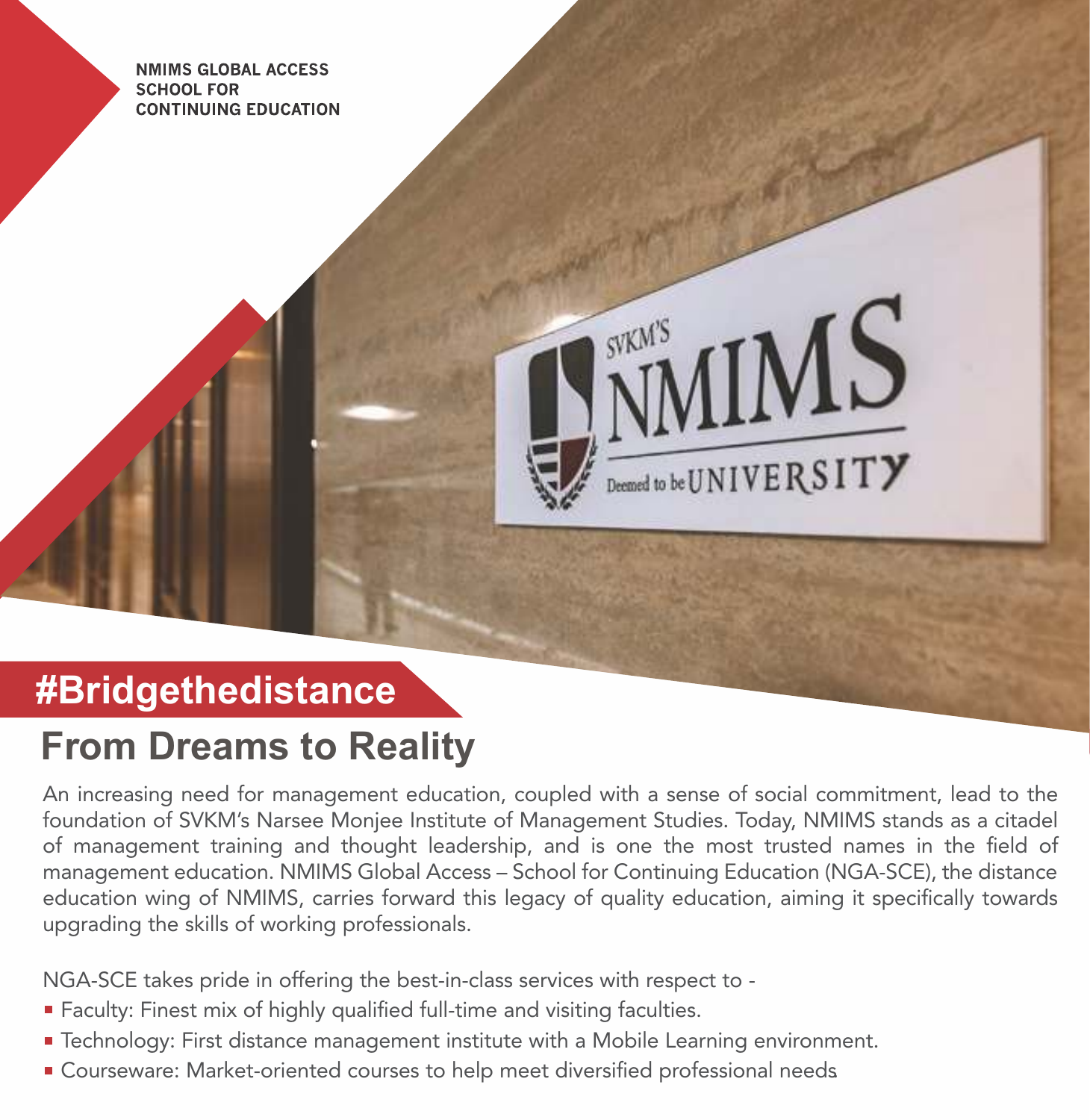NMIMS GLOBAL ACCESS
SCHOOL FOR
CONTINUING EDUCATION

## #Bridgethedistance

# From Dreams to Reality

An increasing need for management education, coupled with a sense of social commitment, lead to the foundation of SVKM's Narsee Monjee Institute of Management Studies. Today, NMIMS stands as a citadel of management training and thought leadership, and is one the most trusted names in the field of management education. NMIMS Global Access – School for Continuing Education (NGA-SCE), the distance education wing of NMIMS, carries forward this legacy of quality education, aiming it specifically towards upgrading the skills of working professionals.

NGA-SCE takes pride in offering the best-in-class services with respect to -

- Faculty: Finest mix of highly qualified full-time and visiting faculties.
- Technology: First distance management institute with a Mobile Learning environment.
- Courseware: Market-oriented courses to help meet diversified professional needs.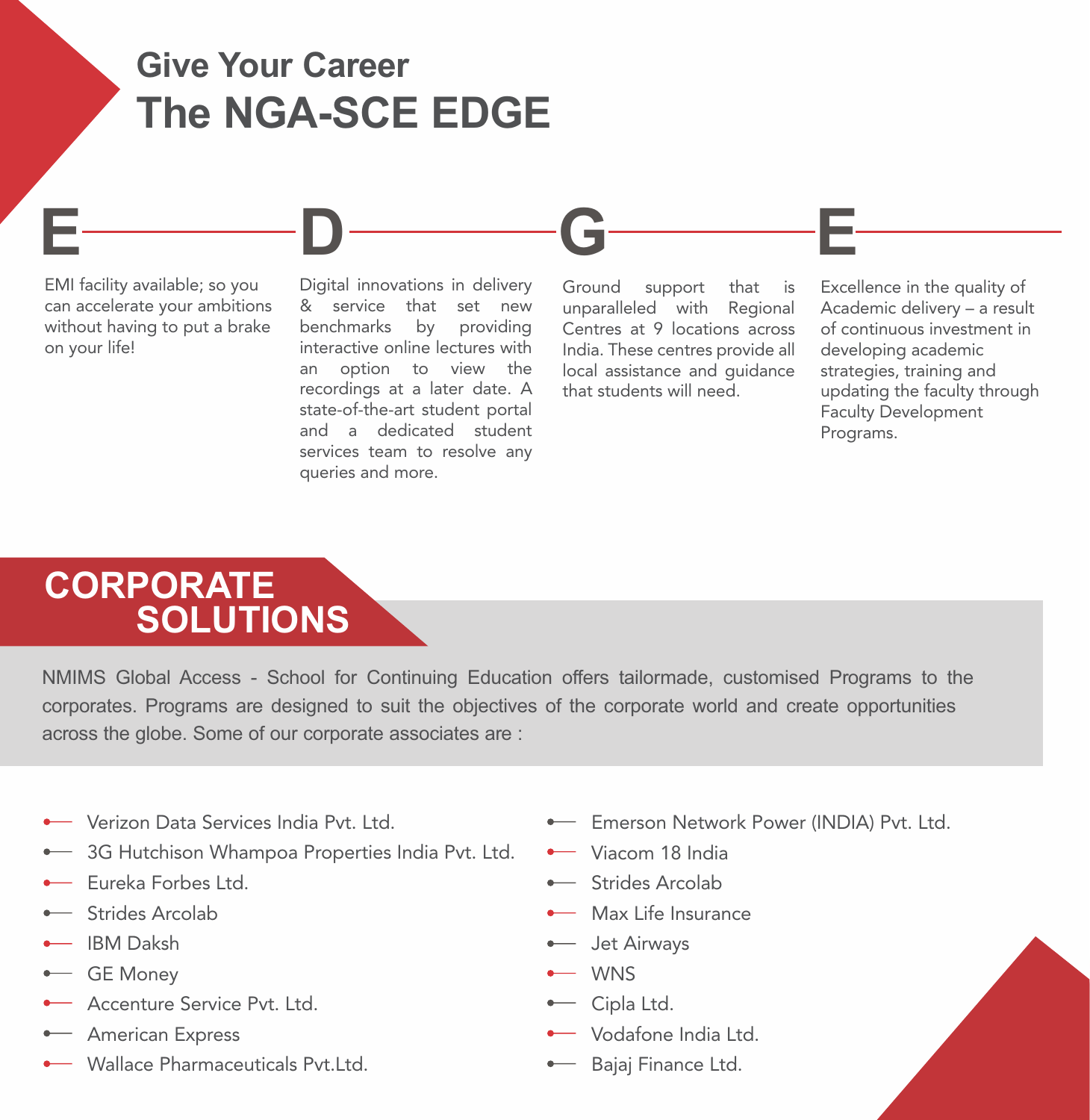# Give Your Career The NGA-SCE EDGE

**E**

EMI facility available; so you can accelerate your ambitions without having to put a brake on your life!

**D**

Digital innovations in delivery & service that set new benchmarks by providing interactive online lectures with an option to view the recordings at a later date. A state-of-the-art student portal and a dedicated student services team to resolve any queries and more.

**G**

Ground support that is unparalleled with Regional Centres at 9 locations across India. These centres provide all local assistance and guidance that students will need.

**E**

Excellence in the quality of Academic delivery – a result of continuous investment in developing academic strategies, training and updating the faculty through Faculty Development Programs.

## CORPORATE SOLUTIONS

NMIMS Global Access - School for Continuing Education offers tailormade, customised Programs to the corporates. Programs are designed to suit the objectives of the corporate world and create opportunities across the globe. Some of our corporate associates are :

- Verizon Data Services India Pvt. Ltd.
- 3G Hutchison Whampoa Properties India Pvt. Ltd.
- Eureka Forbes Ltd.
- Strides Arcolab
- IBM Daksh
- GE Money
- Accenture Service Pvt. Ltd.
- American Express
- Wallace Pharmaceuticals Pvt.Ltd.
- Emerson Network Power (INDIA) Pvt. Ltd.
- Viacom 18 India
- Strides Arcolab
- Max Life Insurance
- Jet Airways
- WNS
- Cipla Ltd.
- Vodafone India Ltd.
- Bajaj Finance Ltd.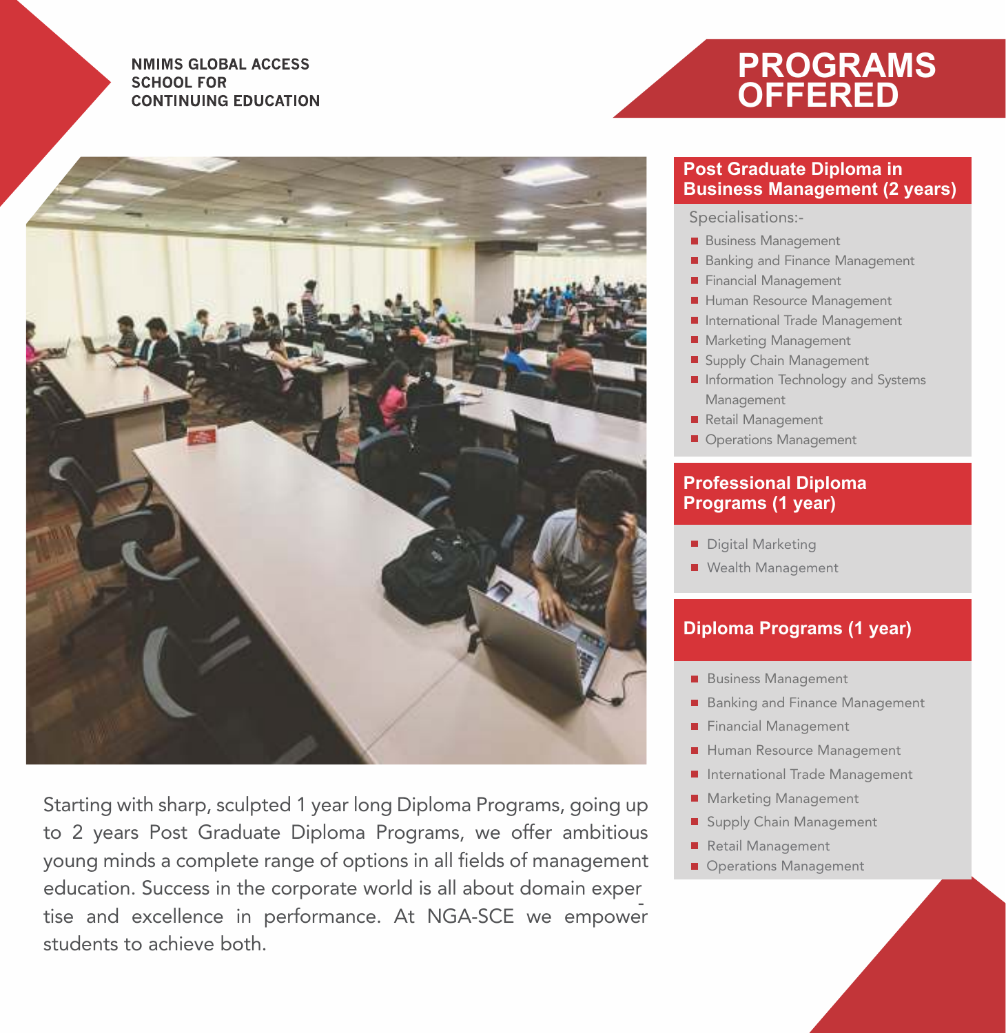NMIMS GLOBAL ACCESS
SCHOOL FOR
CONTINUING EDUCATION

# PROGRAMS OFFERED

Starting with sharp, sculpted 1 year long Diploma Programs, going up to 2 years Post Graduate Diploma Programs, we offer ambitious young minds a complete range of options in all fields of management education. Success in the corporate world is all about domain expertise and excellence in performance. At NGA-SCE we empower students to achieve both.

## Post Graduate Diploma in Business Management (2 years)

Specialisations:-

- Business Management
- Banking and Finance Management
- Financial Management
- Human Resource Management
- International Trade Management
- Marketing Management
- Supply Chain Management
- Information Technology and Systems Management
- Retail Management
- Operations Management

## Professional Diploma Programs (1 year)

- Digital Marketing
- Wealth Management

## Diploma Programs (1 year)

- Business Management
- Banking and Finance Management
- Financial Management
- Human Resource Management
- International Trade Management
- Marketing Management
- Supply Chain Management
- Retail Management
- Operations Management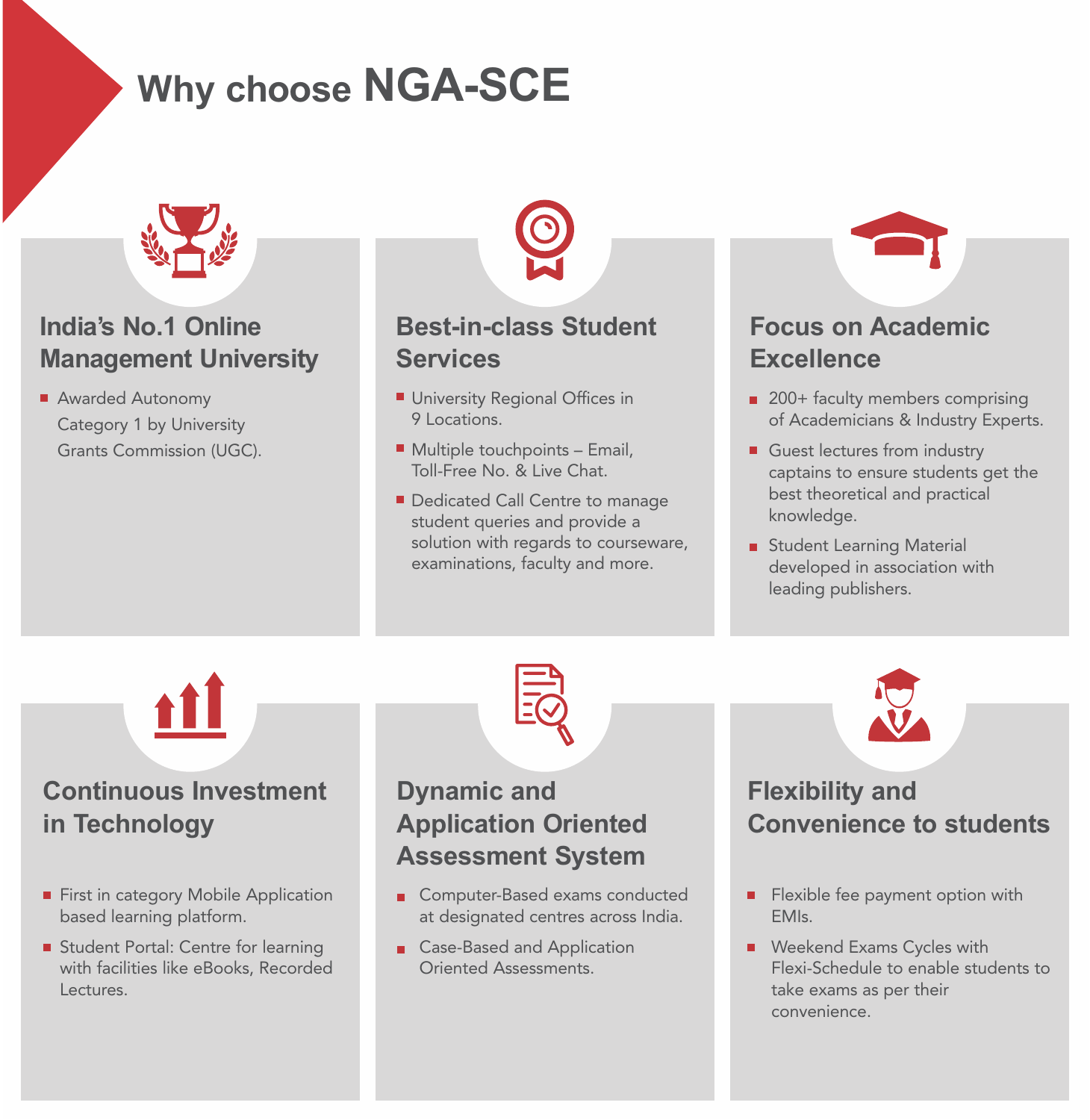# Why choose NGA-SCE

## India's No.1 Online Management University

- Awarded Autonomy Category 1 by University Grants Commission (UGC).

## Best-in-class Student Services

- University Regional Offices in 9 Locations.
- Multiple touchpoints – Email, Toll-Free No. & Live Chat.
- Dedicated Call Centre to manage student queries and provide a solution with regards to courseware, examinations, faculty and more.

## Focus on Academic Excellence

- 200+ faculty members comprising of Academicians & Industry Experts.
- Guest lectures from industry captains to ensure students get the best theoretical and practical knowledge.
- Student Learning Material developed in association with leading publishers.

## Continuous Investment in Technology

- First in category Mobile Application based learning platform.
- Student Portal: Centre for learning with facilities like eBooks, Recorded Lectures.

## Dynamic and Application Oriented Assessment System

- Computer-Based exams conducted at designated centres across India.
- Case-Based and Application Oriented Assessments.

## Flexibility and Convenience to students

- Flexible fee payment option with EMIs.
- Weekend Exams Cycles with Flexi-Schedule to enable students to take exams as per their convenience.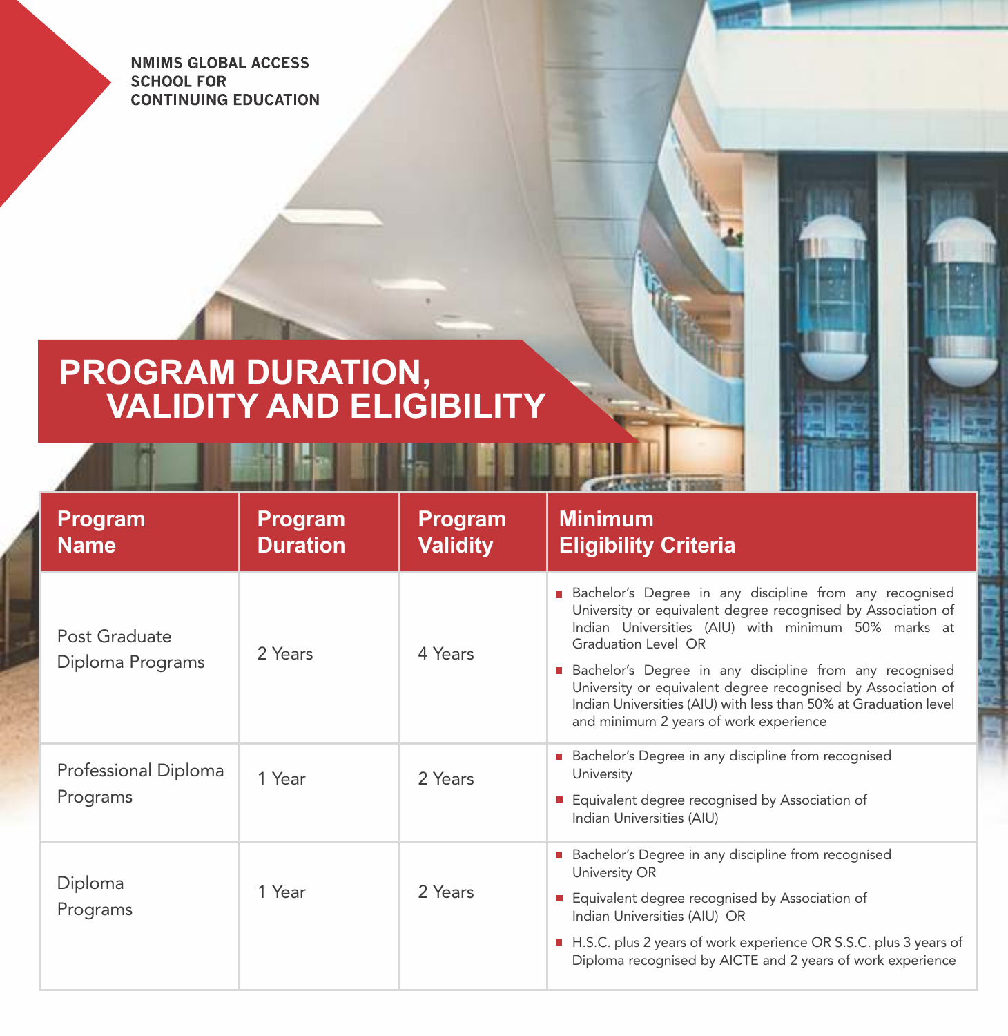NMIMS GLOBAL ACCESS
SCHOOL FOR
CONTINUING EDUCATION

# PROGRAM DURATION, VALIDITY AND ELIGIBILITY

| Program Name | Program Duration | Program Validity | Minimum Eligibility Criteria |
|---|---|---|---|
| Post Graduate Diploma Programs | 2 Years | 4 Years | ■ Bachelor's Degree in any discipline from any recognised University or equivalent degree recognised by Association of Indian Universities (AIU) with minimum 50% marks at Graduation Level OR<br>■ Bachelor's Degree in any discipline from any recognised University or equivalent degree recognised by Association of Indian Universities (AIU) with less than 50% at Graduation level and minimum 2 years of work experience |
| Professional Diploma Programs | 1 Year | 2 Years | ■ Bachelor's Degree in any discipline from recognised University<br>■ Equivalent degree recognised by Association of Indian Universities (AIU) |
| Diploma Programs | 1 Year | 2 Years | ■ Bachelor's Degree in any discipline from recognised University OR<br>■ Equivalent degree recognised by Association of Indian Universities (AIU) OR<br>■ H.S.C. plus 2 years of work experience OR S.S.C. plus 3 years of Diploma recognised by AICTE and 2 years of work experience |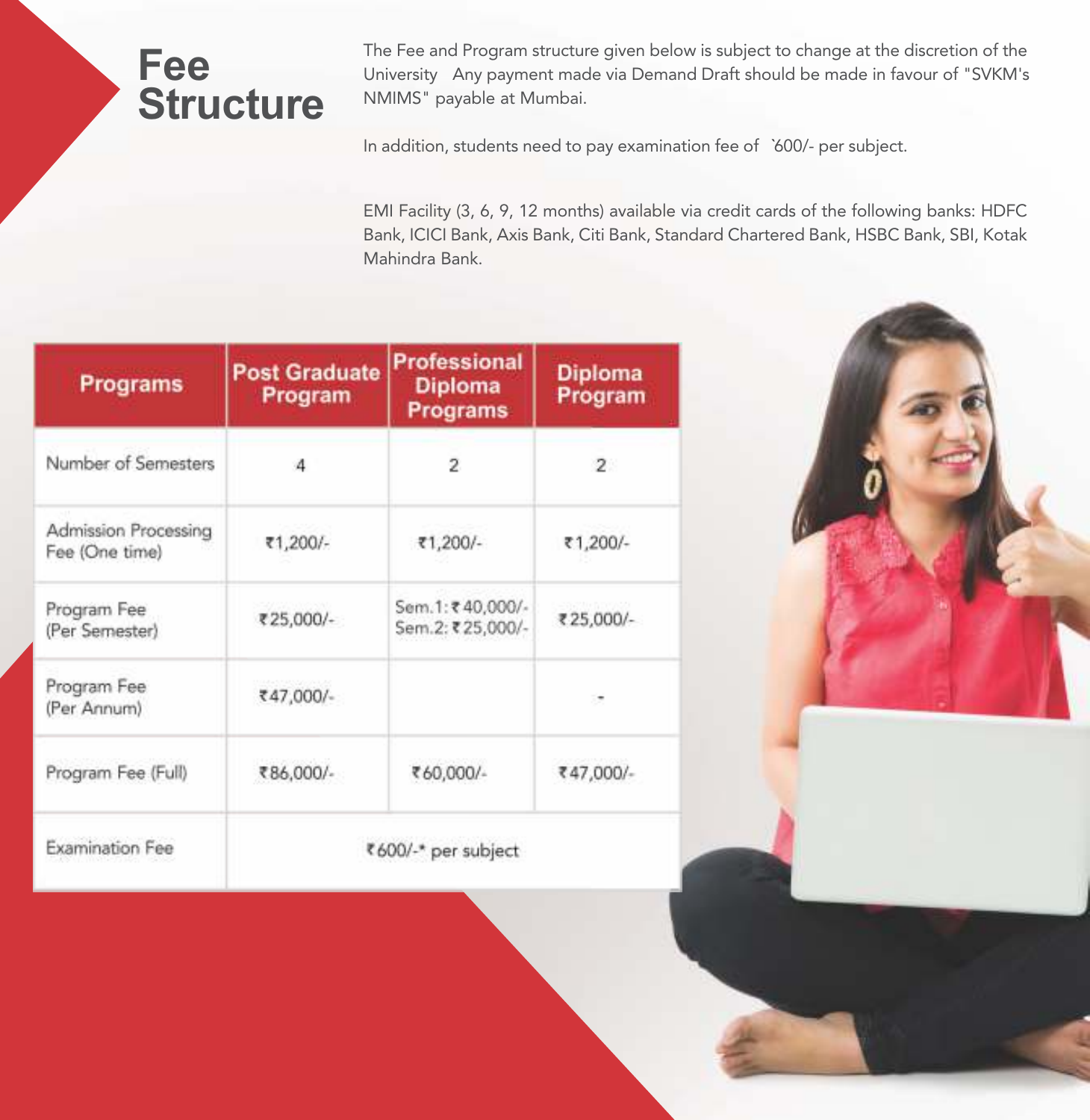# Fee Structure

The Fee and Program structure given below is subject to change at the discretion of the University Any payment made via Demand Draft should be made in favour of "SVKM's NMIMS" payable at Mumbai.

In addition, students need to pay examination fee of `600/- per subject.

EMI Facility (3, 6, 9, 12 months) available via credit cards of the following banks: HDFC Bank, ICICI Bank, Axis Bank, Citi Bank, Standard Chartered Bank, HSBC Bank, SBI, Kotak Mahindra Bank.

| Programs | Post Graduate Program | Professional Diploma Programs | Diploma Program |
|---|---|---|---|
| Number of Semesters | 4 | 2 | 2 |
| Admission Processing Fee (One time) | ₹1,200/- | ₹1,200/- | ₹1,200/- |
| Program Fee (Per Semester) | ₹25,000/- | Sem.1: ₹40,000/- Sem.2: ₹25,000/- | ₹25,000/- |
| Program Fee (Per Annum) | ₹47,000/- | | - |
| Program Fee (Full) | ₹86,000/- | ₹60,000/- | ₹47,000/- |
| Examination Fee | ₹600/-* per subject | | |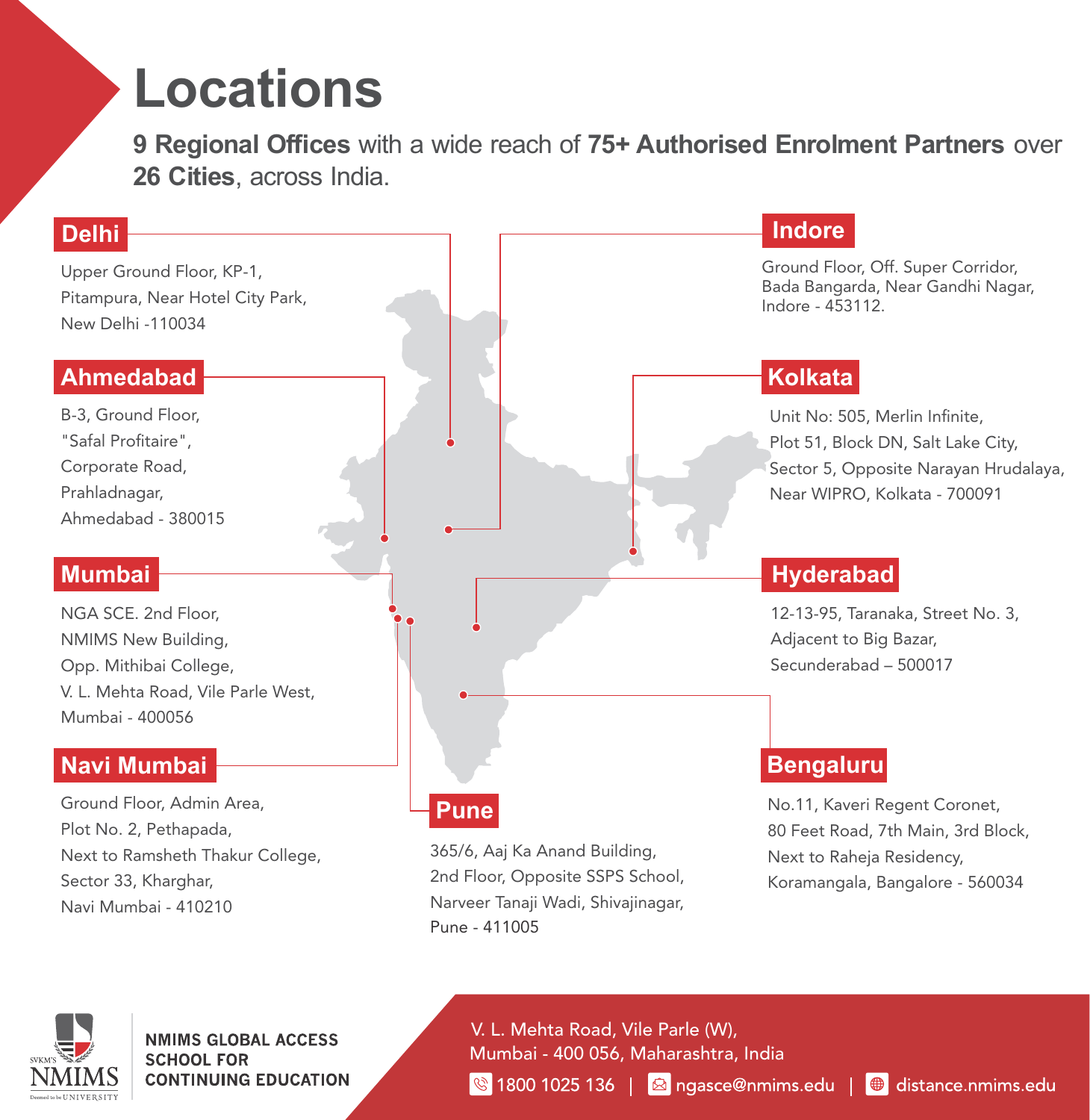# Locations

**9 Regional Offices** with a wide reach of **75+ Authorised Enrolment Partners** over **26 Cities**, across India.

## Delhi

Upper Ground Floor, KP-1,
Pitampura, Near Hotel City Park,
New Delhi -110034

## Ahmedabad

B-3, Ground Floor,
"Safal Profitaire",
Corporate Road,
Prahladnagar,
Ahmedabad - 380015

## Mumbai

NGA SCE. 2nd Floor,
NMIMS New Building,
Opp. Mithibai College,
V. L. Mehta Road, Vile Parle West,
Mumbai - 400056

## Navi Mumbai

Ground Floor, Admin Area,
Plot No. 2, Pethapada,
Next to Ramsheth Thakur College,
Sector 33, Kharghar,
Navi Mumbai - 410210

## Pune

365/6, Aaj Ka Anand Building,
2nd Floor, Opposite SSPS School,
Narveer Tanaji Wadi, Shivajinagar,
Pune - 411005

## Indore

Ground Floor, Off. Super Corridor,
Bada Bangarda, Near Gandhi Nagar,
Indore - 453112.

## Kolkata

Unit No: 505, Merlin Infinite,
Plot 51, Block DN, Salt Lake City,
Sector 5, Opposite Narayan Hrudalaya,
Near WIPRO, Kolkata - 700091

## Hyderabad

12-13-95, Taranaka, Street No. 3,
Adjacent to Big Bazar,
Secunderabad – 500017

## Bengaluru

No.11, Kaveri Regent Coronet,
80 Feet Road, 7th Main, 3rd Block,
Next to Raheja Residency,
Koramangala, Bangalore - 560034

SVKM'S NMIMS Deemed to be UNIVERSITY

**NMIMS GLOBAL ACCESS SCHOOL FOR CONTINUING EDUCATION**

V. L. Mehta Road, Vile Parle (W),
Mumbai - 400 056, Maharashtra, India

1800 1025 136 | ngasce@nmims.edu | distance.nmims.edu